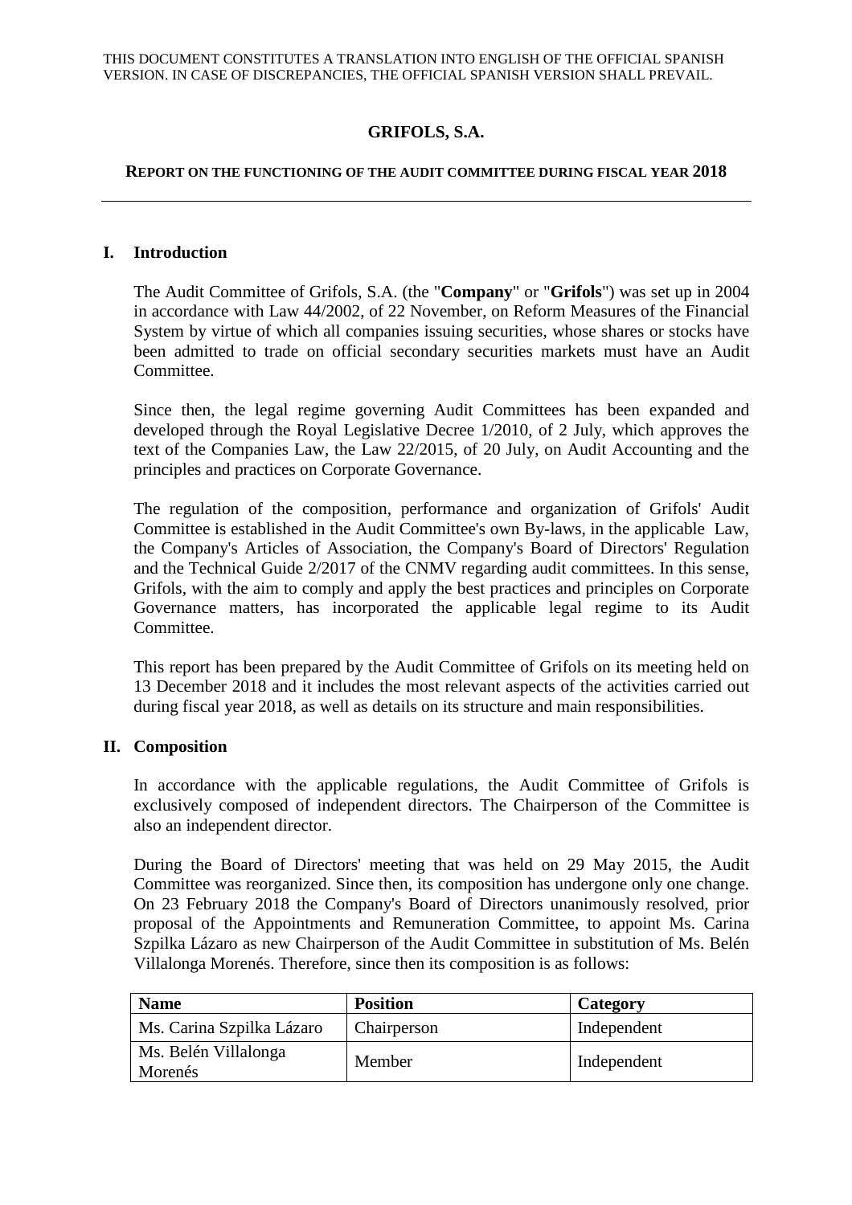THIS DOCUMENT CONSTITUTES A TRANSLATION INTO ENGLISH OF THE OFFICIAL SPANISH VERSION. IN CASE OF DISCREPANCIES, THE OFFICIAL SPANISH VERSION SHALL PREVAIL.

# GRIFOLS, S.A.

## REPORT ON THE FUNCTIONING OF THE AUDIT COMMITTEE DURING FISCAL YEAR 2018

---

## I. Introduction

The Audit Committee of Grifols, S.A. (the "**Company**" or "**Grifols**") was set up in 2004 in accordance with Law 44/2002, of 22 November, on Reform Measures of the Financial System by virtue of which all companies issuing securities, whose shares or stocks have been admitted to trade on official secondary securities markets must have an Audit Committee.

Since then, the legal regime governing Audit Committees has been expanded and developed through the Royal Legislative Decree 1/2010, of 2 July, which approves the text of the Companies Law, the Law 22/2015, of 20 July, on Audit Accounting and the principles and practices on Corporate Governance.

The regulation of the composition, performance and organization of Grifols' Audit Committee is established in the Audit Committee's own By-laws, in the applicable Law, the Company's Articles of Association, the Company's Board of Directors' Regulation and the Technical Guide 2/2017 of the CNMV regarding audit committees. In this sense, Grifols, with the aim to comply and apply the best practices and principles on Corporate Governance matters, has incorporated the applicable legal regime to its Audit Committee.

This report has been prepared by the Audit Committee of Grifols on its meeting held on 13 December 2018 and it includes the most relevant aspects of the activities carried out during fiscal year 2018, as well as details on its structure and main responsibilities.

## II. Composition

In accordance with the applicable regulations, the Audit Committee of Grifols is exclusively composed of independent directors. The Chairperson of the Committee is also an independent director.

During the Board of Directors' meeting that was held on 29 May 2015, the Audit Committee was reorganized. Since then, its composition has undergone only one change. On 23 February 2018 the Company's Board of Directors unanimously resolved, prior proposal of the Appointments and Remuneration Committee, to appoint Ms. Carina Szpilka Lázaro as new Chairperson of the Audit Committee in substitution of Ms. Belén Villalonga Morenés. Therefore, since then its composition is as follows:

| Name | Position | Category |
|---|---|---|
| Ms. Carina Szpilka Lázaro | Chairperson | Independent |
| Ms. Belén Villalonga Morenés | Member | Independent |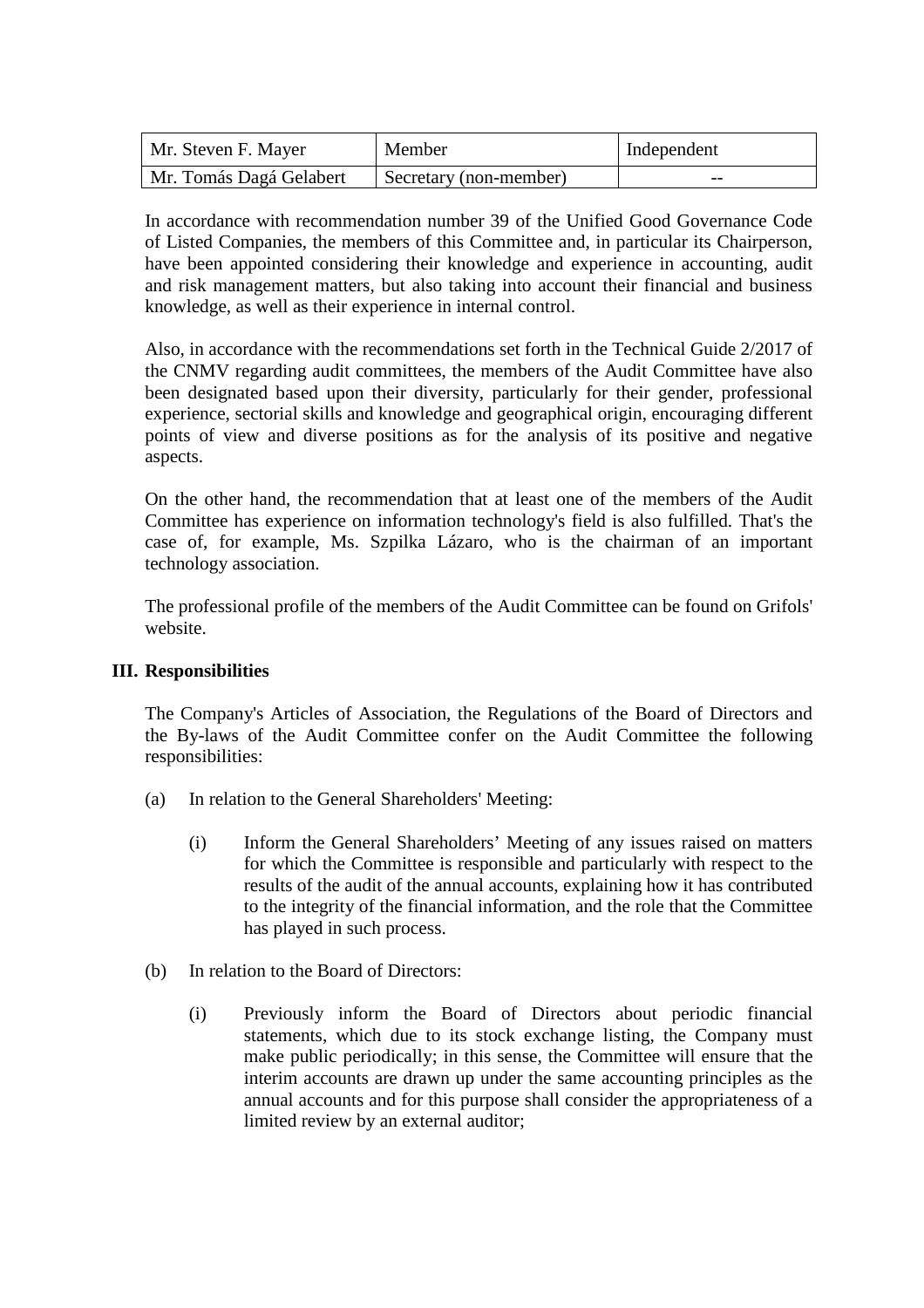| Mr. Steven F. Mayer | Member | Independent |
|---|---|---|
| Mr. Tomás Dagá Gelabert | Secretary (non-member) | -- |

In accordance with recommendation number 39 of the Unified Good Governance Code of Listed Companies, the members of this Committee and, in particular its Chairperson, have been appointed considering their knowledge and experience in accounting, audit and risk management matters, but also taking into account their financial and business knowledge, as well as their experience in internal control.

Also, in accordance with the recommendations set forth in the Technical Guide 2/2017 of the CNMV regarding audit committees, the members of the Audit Committee have also been designated based upon their diversity, particularly for their gender, professional experience, sectorial skills and knowledge and geographical origin, encouraging different points of view and diverse positions as for the analysis of its positive and negative aspects.

On the other hand, the recommendation that at least one of the members of the Audit Committee has experience on information technology's field is also fulfilled. That's the case of, for example, Ms. Szpilka Lázaro, who is the chairman of an important technology association.

The professional profile of the members of the Audit Committee can be found on Grifols' website.

## III. Responsibilities

The Company's Articles of Association, the Regulations of the Board of Directors and the By-laws of the Audit Committee confer on the Audit Committee the following responsibilities:

(a) In relation to the General Shareholders' Meeting:

  (i) Inform the General Shareholders' Meeting of any issues raised on matters for which the Committee is responsible and particularly with respect to the results of the audit of the annual accounts, explaining how it has contributed to the integrity of the financial information, and the role that the Committee has played in such process.

(b) In relation to the Board of Directors:

  (i) Previously inform the Board of Directors about periodic financial statements, which due to its stock exchange listing, the Company must make public periodically; in this sense, the Committee will ensure that the interim accounts are drawn up under the same accounting principles as the annual accounts and for this purpose shall consider the appropriateness of a limited review by an external auditor;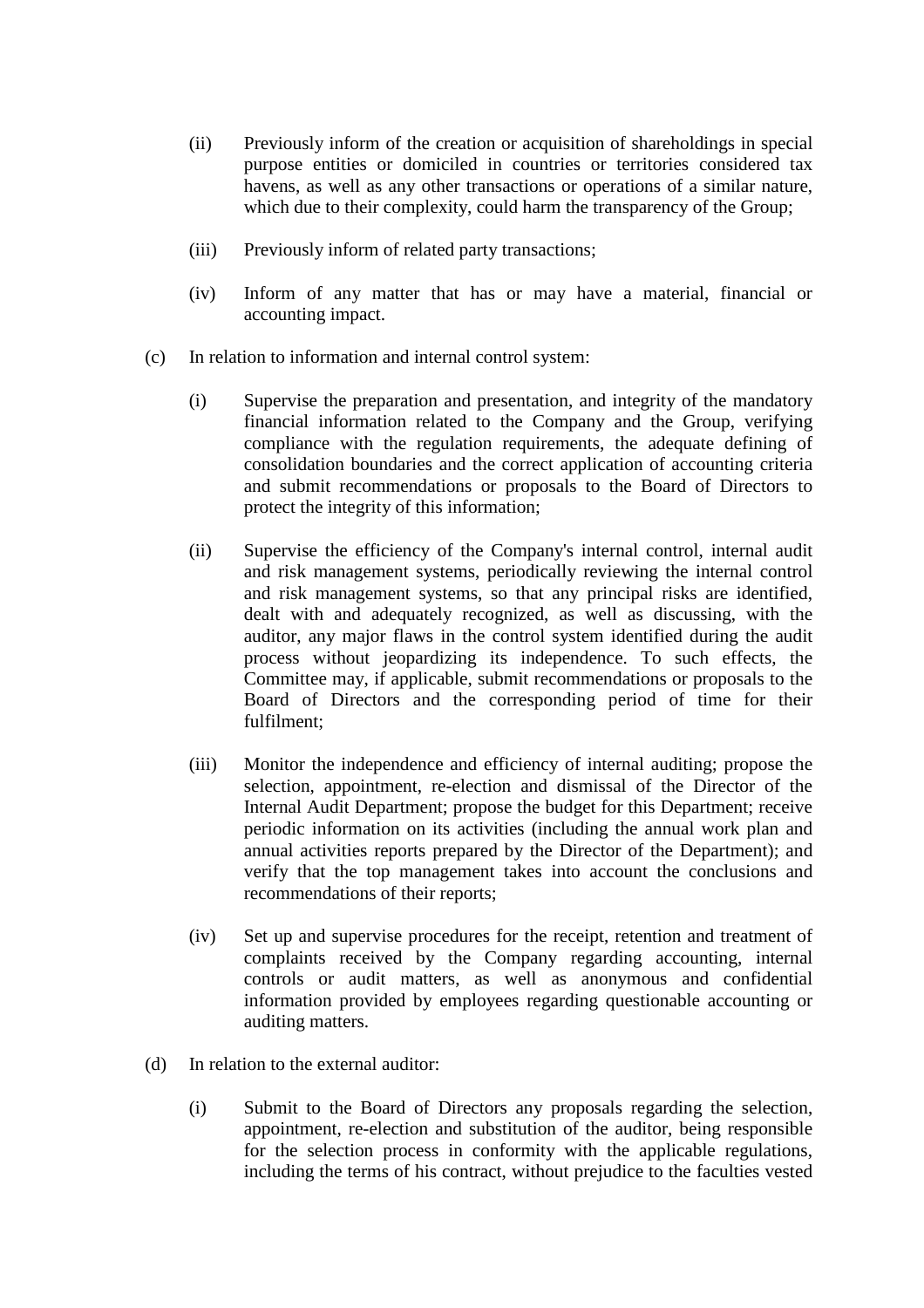(ii) Previously inform of the creation or acquisition of shareholdings in special purpose entities or domiciled in countries or territories considered tax havens, as well as any other transactions or operations of a similar nature, which due to their complexity, could harm the transparency of the Group;

(iii) Previously inform of related party transactions;

(iv) Inform of any matter that has or may have a material, financial or accounting impact.

(c) In relation to information and internal control system:

(i) Supervise the preparation and presentation, and integrity of the mandatory financial information related to the Company and the Group, verifying compliance with the regulation requirements, the adequate defining of consolidation boundaries and the correct application of accounting criteria and submit recommendations or proposals to the Board of Directors to protect the integrity of this information;

(ii) Supervise the efficiency of the Company's internal control, internal audit and risk management systems, periodically reviewing the internal control and risk management systems, so that any principal risks are identified, dealt with and adequately recognized, as well as discussing, with the auditor, any major flaws in the control system identified during the audit process without jeopardizing its independence. To such effects, the Committee may, if applicable, submit recommendations or proposals to the Board of Directors and the corresponding period of time for their fulfilment;

(iii) Monitor the independence and efficiency of internal auditing; propose the selection, appointment, re-election and dismissal of the Director of the Internal Audit Department; propose the budget for this Department; receive periodic information on its activities (including the annual work plan and annual activities reports prepared by the Director of the Department); and verify that the top management takes into account the conclusions and recommendations of their reports;

(iv) Set up and supervise procedures for the receipt, retention and treatment of complaints received by the Company regarding accounting, internal controls or audit matters, as well as anonymous and confidential information provided by employees regarding questionable accounting or auditing matters.

(d) In relation to the external auditor:

(i) Submit to the Board of Directors any proposals regarding the selection, appointment, re-election and substitution of the auditor, being responsible for the selection process in conformity with the applicable regulations, including the terms of his contract, without prejudice to the faculties vested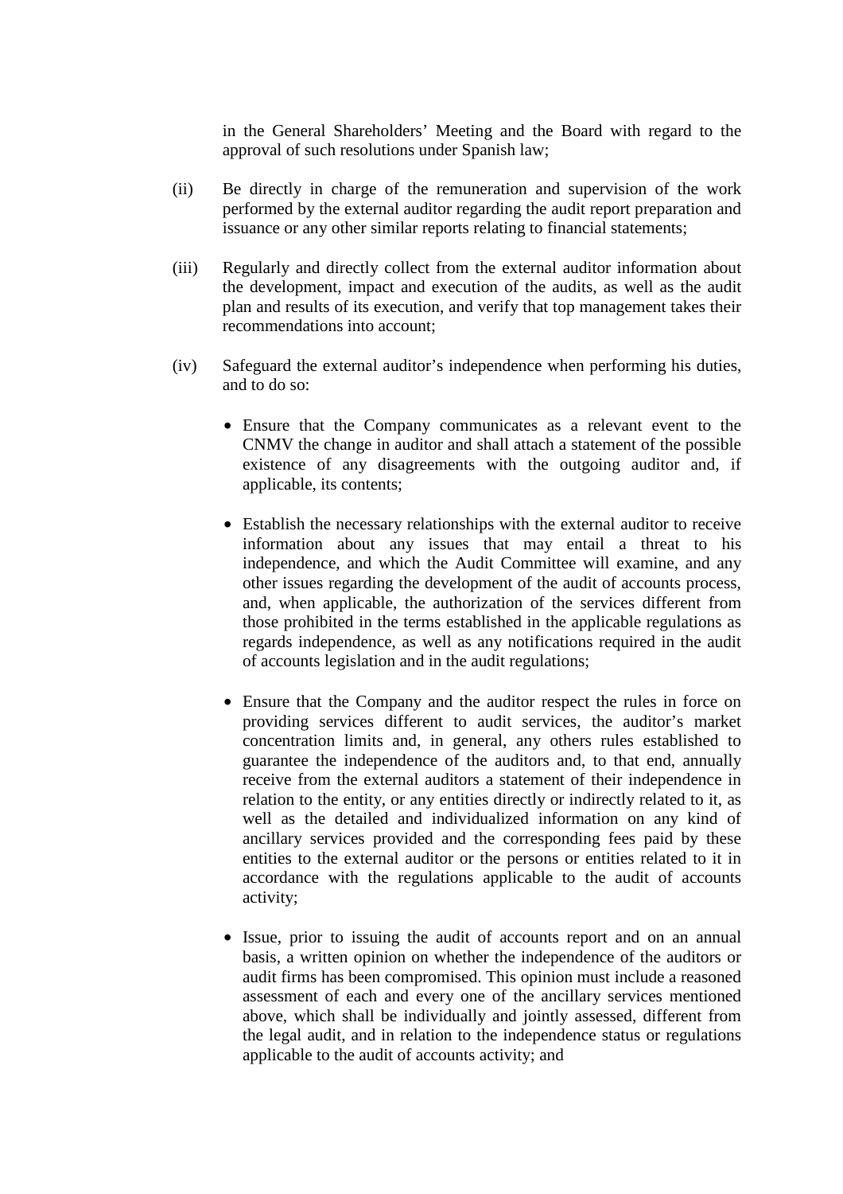in the General Shareholders' Meeting and the Board with regard to the approval of such resolutions under Spanish law;

(ii) Be directly in charge of the remuneration and supervision of the work performed by the external auditor regarding the audit report preparation and issuance or any other similar reports relating to financial statements;

(iii) Regularly and directly collect from the external auditor information about the development, impact and execution of the audits, as well as the audit plan and results of its execution, and verify that top management takes their recommendations into account;

(iv) Safeguard the external auditor's independence when performing his duties, and to do so:

- Ensure that the Company communicates as a relevant event to the CNMV the change in auditor and shall attach a statement of the possible existence of any disagreements with the outgoing auditor and, if applicable, its contents;

- Establish the necessary relationships with the external auditor to receive information about any issues that may entail a threat to his independence, and which the Audit Committee will examine, and any other issues regarding the development of the audit of accounts process, and, when applicable, the authorization of the services different from those prohibited in the terms established in the applicable regulations as regards independence, as well as any notifications required in the audit of accounts legislation and in the audit regulations;

- Ensure that the Company and the auditor respect the rules in force on providing services different to audit services, the auditor's market concentration limits and, in general, any others rules established to guarantee the independence of the auditors and, to that end, annually receive from the external auditors a statement of their independence in relation to the entity, or any entities directly or indirectly related to it, as well as the detailed and individualized information on any kind of ancillary services provided and the corresponding fees paid by these entities to the external auditor or the persons or entities related to it in accordance with the regulations applicable to the audit of accounts activity;

- Issue, prior to issuing the audit of accounts report and on an annual basis, a written opinion on whether the independence of the auditors or audit firms has been compromised. This opinion must include a reasoned assessment of each and every one of the ancillary services mentioned above, which shall be individually and jointly assessed, different from the legal audit, and in relation to the independence status or regulations applicable to the audit of accounts activity; and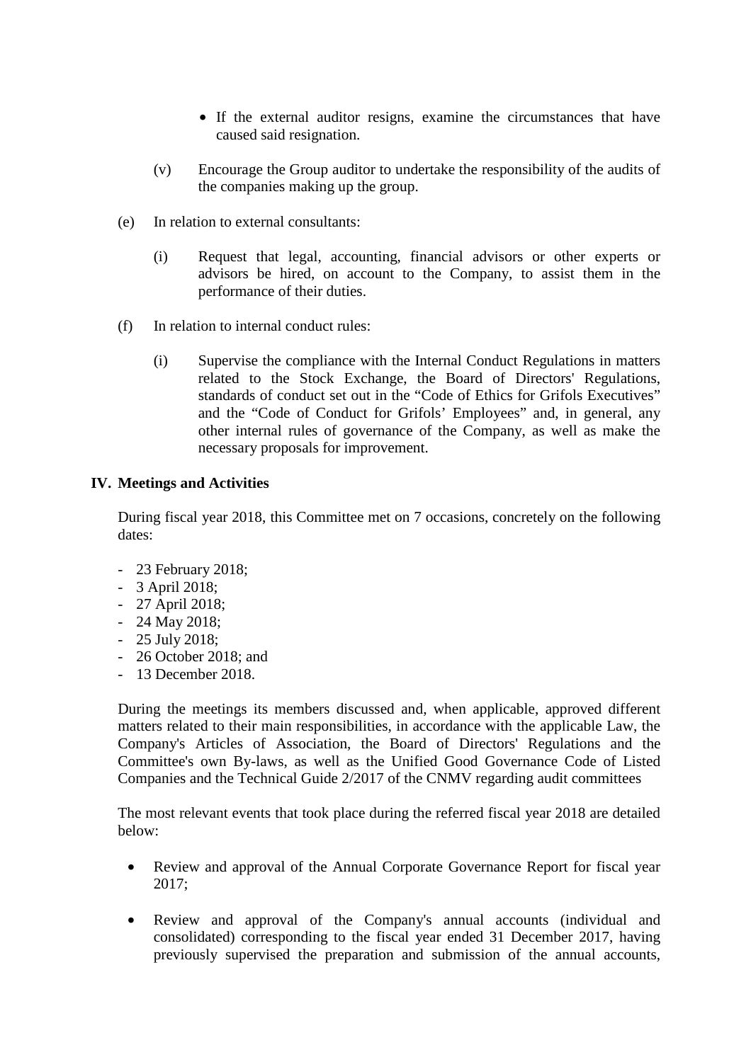- If the external auditor resigns, examine the circumstances that have caused said resignation.

(v) Encourage the Group auditor to undertake the responsibility of the audits of the companies making up the group.

(e) In relation to external consultants:

(i) Request that legal, accounting, financial advisors or other experts or advisors be hired, on account to the Company, to assist them in the performance of their duties.

(f) In relation to internal conduct rules:

(i) Supervise the compliance with the Internal Conduct Regulations in matters related to the Stock Exchange, the Board of Directors' Regulations, standards of conduct set out in the "Code of Ethics for Grifols Executives" and the "Code of Conduct for Grifols' Employees" and, in general, any other internal rules of governance of the Company, as well as make the necessary proposals for improvement.

## IV. Meetings and Activities

During fiscal year 2018, this Committee met on 7 occasions, concretely on the following dates:

- 23 February 2018;
- 3 April 2018;
- 27 April 2018;
- 24 May 2018;
- 25 July 2018;
- 26 October 2018; and
- 13 December 2018.

During the meetings its members discussed and, when applicable, approved different matters related to their main responsibilities, in accordance with the applicable Law, the Company's Articles of Association, the Board of Directors' Regulations and the Committee's own By-laws, as well as the Unified Good Governance Code of Listed Companies and the Technical Guide 2/2017 of the CNMV regarding audit committees

The most relevant events that took place during the referred fiscal year 2018 are detailed below:

- Review and approval of the Annual Corporate Governance Report for fiscal year 2017;
- Review and approval of the Company's annual accounts (individual and consolidated) corresponding to the fiscal year ended 31 December 2017, having previously supervised the preparation and submission of the annual accounts,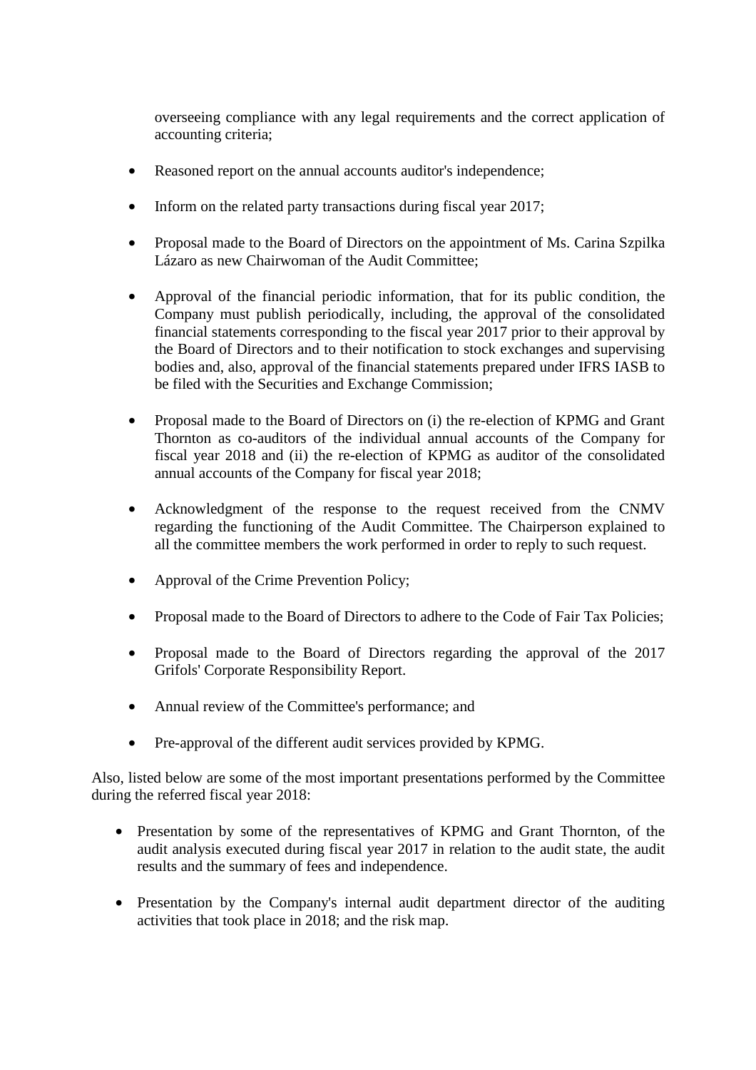overseeing compliance with any legal requirements and the correct application of accounting criteria;

- Reasoned report on the annual accounts auditor's independence;

- Inform on the related party transactions during fiscal year 2017;

- Proposal made to the Board of Directors on the appointment of Ms. Carina Szpilka Lázaro as new Chairwoman of the Audit Committee;

- Approval of the financial periodic information, that for its public condition, the Company must publish periodically, including, the approval of the consolidated financial statements corresponding to the fiscal year 2017 prior to their approval by the Board of Directors and to their notification to stock exchanges and supervising bodies and, also, approval of the financial statements prepared under IFRS IASB to be filed with the Securities and Exchange Commission;

- Proposal made to the Board of Directors on (i) the re-election of KPMG and Grant Thornton as co-auditors of the individual annual accounts of the Company for fiscal year 2018 and (ii) the re-election of KPMG as auditor of the consolidated annual accounts of the Company for fiscal year 2018;

- Acknowledgment of the response to the request received from the CNMV regarding the functioning of the Audit Committee. The Chairperson explained to all the committee members the work performed in order to reply to such request.

- Approval of the Crime Prevention Policy;

- Proposal made to the Board of Directors to adhere to the Code of Fair Tax Policies;

- Proposal made to the Board of Directors regarding the approval of the 2017 Grifols' Corporate Responsibility Report.

- Annual review of the Committee's performance; and

- Pre-approval of the different audit services provided by KPMG.

Also, listed below are some of the most important presentations performed by the Committee during the referred fiscal year 2018:

- Presentation by some of the representatives of KPMG and Grant Thornton, of the audit analysis executed during fiscal year 2017 in relation to the audit state, the audit results and the summary of fees and independence.

- Presentation by the Company's internal audit department director of the auditing activities that took place in 2018; and the risk map.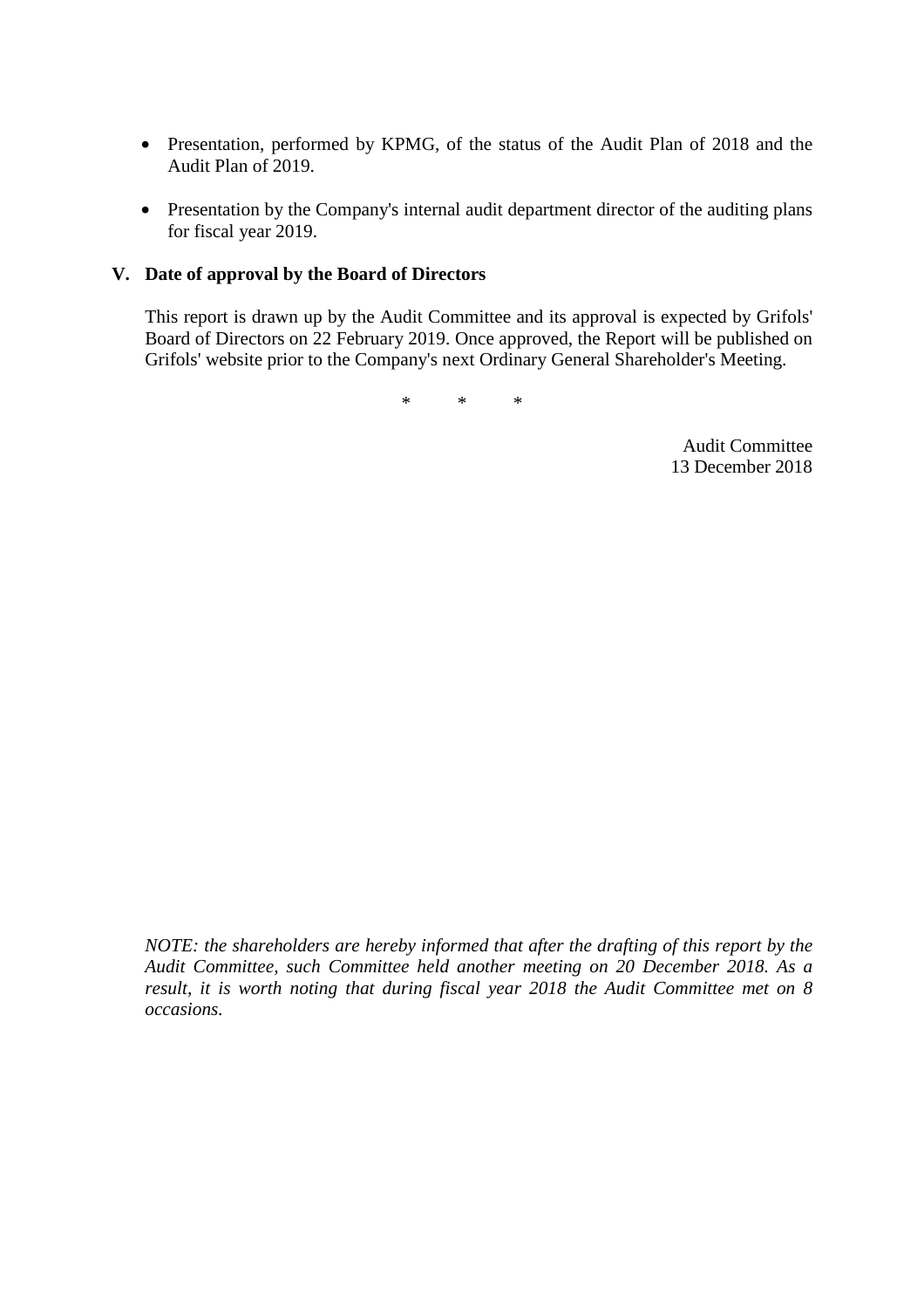- Presentation, performed by KPMG, of the status of the Audit Plan of 2018 and the Audit Plan of 2019.

- Presentation by the Company's internal audit department director of the auditing plans for fiscal year 2019.

## V. Date of approval by the Board of Directors

This report is drawn up by the Audit Committee and its approval is expected by Grifols' Board of Directors on 22 February 2019. Once approved, the Report will be published on Grifols' website prior to the Company's next Ordinary General Shareholder's Meeting.

\* \* \*

Audit Committee
13 December 2018

*NOTE: the shareholders are hereby informed that after the drafting of this report by the Audit Committee, such Committee held another meeting on 20 December 2018. As a result, it is worth noting that during fiscal year 2018 the Audit Committee met on 8 occasions.*